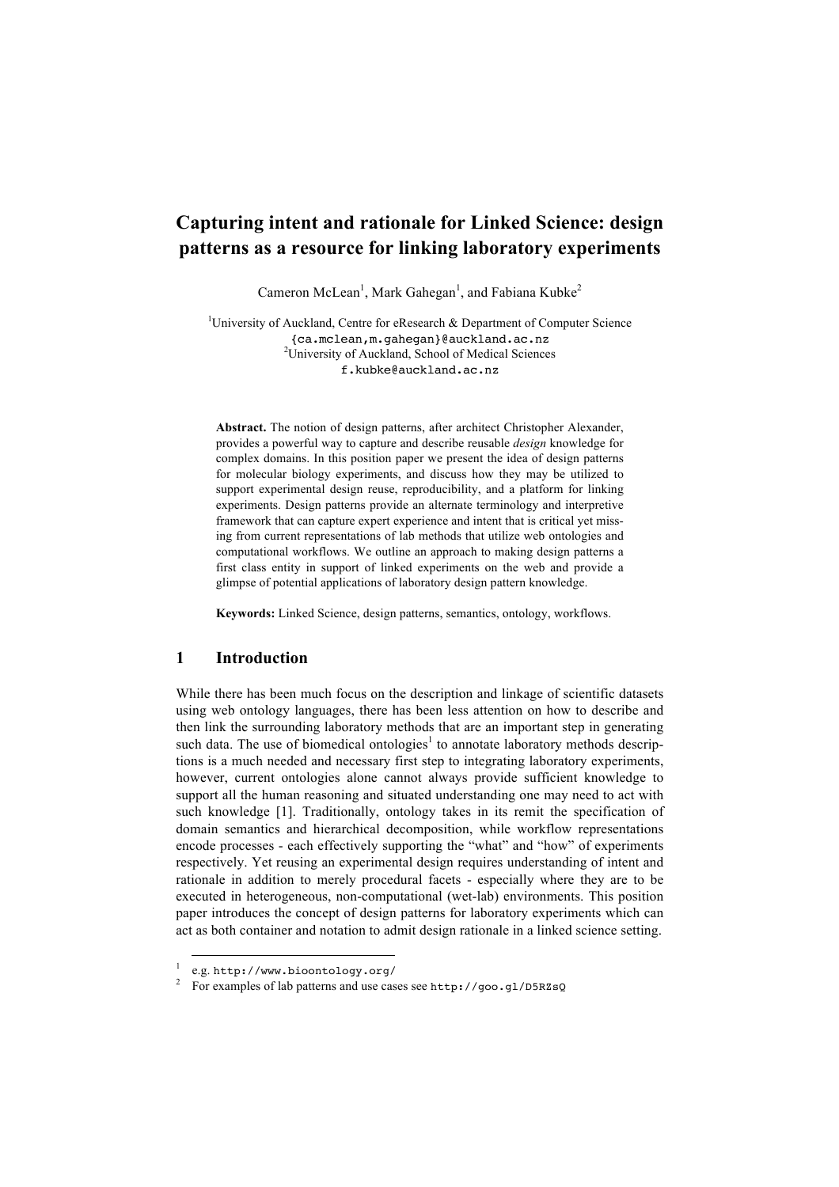# Capturing intent and rationale for Linked Science: design patterns as a resource for linking laboratory experiments

Cameron McLean[1], Mark Gahegan[1], and Fabiana Kubke[2]

[1]University of Auckland, Centre for eResearch & Department of Computer Science
{ca.mclean,m.gahegan}@auckland.ac.nz
[2]University of Auckland, School of Medical Sciences
f.kubke@auckland.ac.nz

**Abstract.** The notion of design patterns, after architect Christopher Alexander, provides a powerful way to capture and describe reusable *design* knowledge for complex domains. In this position paper we present the idea of design patterns for molecular biology experiments, and discuss how they may be utilized to support experimental design reuse, reproducibility, and a platform for linking experiments. Design patterns provide an alternate terminology and interpretive framework that can capture expert experience and intent that is critical yet missing from current representations of lab methods that utilize web ontologies and computational workflows. We outline an approach to making design patterns a first class entity in support of linked experiments on the web and provide a glimpse of potential applications of laboratory design pattern knowledge.

**Keywords:** Linked Science, design patterns, semantics, ontology, workflows.

## 1 Introduction

While there has been much focus on the description and linkage of scientific datasets using web ontology languages, there has been less attention on how to describe and then link the surrounding laboratory methods that are an important step in generating such data. The use of biomedical ontologies[1] to annotate laboratory methods descriptions is a much needed and necessary first step to integrating laboratory experiments, however, current ontologies alone cannot always provide sufficient knowledge to support all the human reasoning and situated understanding one may need to act with such knowledge [1]. Traditionally, ontology takes in its remit the specification of domain semantics and hierarchical decomposition, while workflow representations encode processes - each effectively supporting the "what" and "how" of experiments respectively. Yet reusing an experimental design requires understanding of intent and rationale in addition to merely procedural facets - especially where they are to be executed in heterogeneous, non-computational (wet-lab) environments. This position paper introduces the concept of design patterns for laboratory experiments which can act as both container and notation to admit design rationale in a linked science setting.

---

1 e.g. http://www.bioontology.org/
2 For examples of lab patterns and use cases see http://goo.gl/D5RZsQ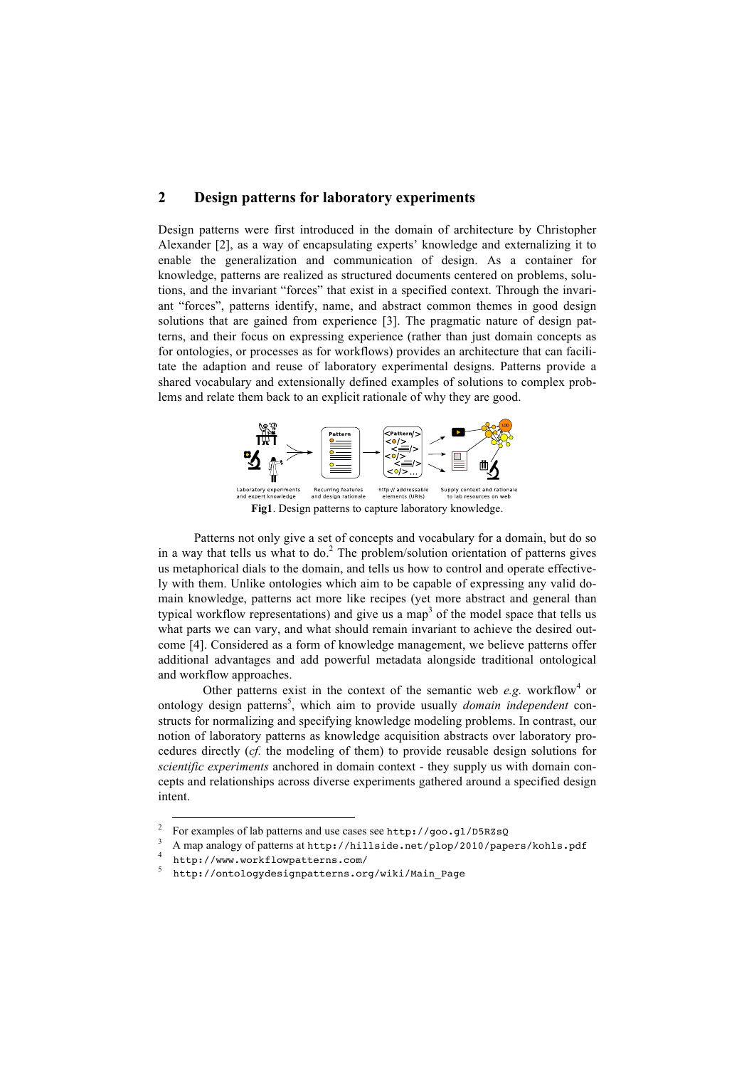## 2 Design patterns for laboratory experiments

Design patterns were first introduced in the domain of architecture by Christopher Alexander [2], as a way of encapsulating experts' knowledge and externalizing it to enable the generalization and communication of design. As a container for knowledge, patterns are realized as structured documents centered on problems, solutions, and the invariant "forces" that exist in a specified context. Through the invariant "forces", patterns identify, name, and abstract common themes in good design solutions that are gained from experience [3]. The pragmatic nature of design patterns, and their focus on expressing experience (rather than just domain concepts as for ontologies, or processes as for workflows) provides an architecture that can facilitate the adaption and reuse of laboratory experimental designs. Patterns provide a shared vocabulary and extensionally defined examples of solutions to complex problems and relate them back to an explicit rationale of why they are good.

Laboratory experiments and expert knowledge — Recurring features and design rationale — http:// addressable elements (URIs) — Supply context and rationale to lab resources on web

**Fig1**. Design patterns to capture laboratory knowledge.

Patterns not only give a set of concepts and vocabulary for a domain, but do so in a way that tells us what to do.[2] The problem/solution orientation of patterns gives us metaphorical dials to the domain, and tells us how to control and operate effectively with them. Unlike ontologies which aim to be capable of expressing any valid domain knowledge, patterns act more like recipes (yet more abstract and general than typical workflow representations) and give us a map[3] of the model space that tells us what parts we can vary, and what should remain invariant to achieve the desired outcome [4]. Considered as a form of knowledge management, we believe patterns offer additional advantages and add powerful metadata alongside traditional ontological and workflow approaches.

Other patterns exist in the context of the semantic web *e.g.* workflow[4] or ontology design patterns[5], which aim to provide usually *domain independent* constructs for normalizing and specifying knowledge modeling problems. In contrast, our notion of laboratory patterns as knowledge acquisition abstracts over laboratory procedures directly (*cf.* the modeling of them) to provide reusable design solutions for *scientific experiments* anchored in domain context - they supply us with domain concepts and relationships across diverse experiments gathered around a specified design intent.

[2] For examples of lab patterns and use cases see `http://goo.gl/D5RZsQ`

[3] A map analogy of patterns at `http://hillside.net/plop/2010/papers/kohls.pdf`

[4] `http://www.workflowpatterns.com/`

[5] `http://ontologydesignpatterns.org/wiki/Main_Page`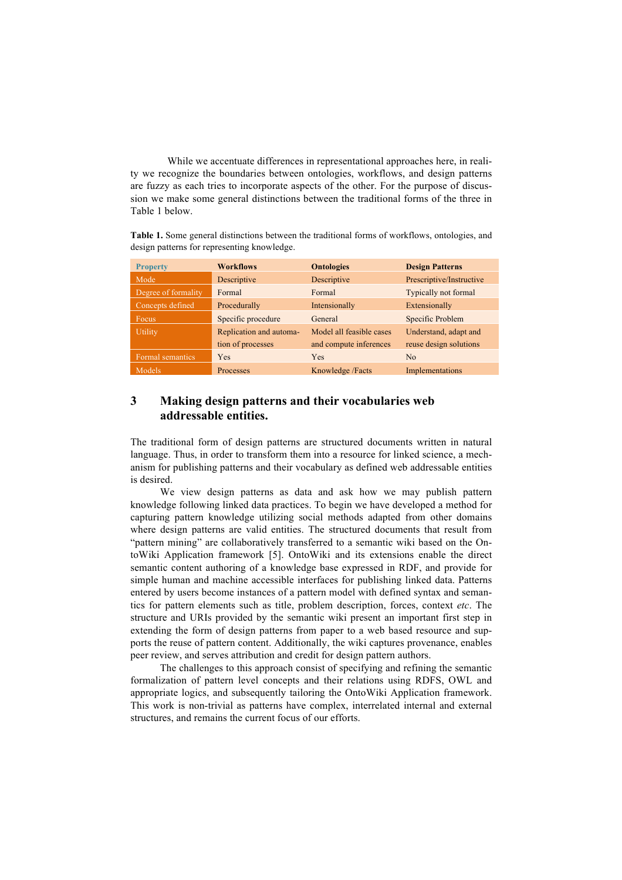While we accentuate differences in representational approaches here, in reality we recognize the boundaries between ontologies, workflows, and design patterns are fuzzy as each tries to incorporate aspects of the other. For the purpose of discussion we make some general distinctions between the traditional forms of the three in Table 1 below.

**Table 1.** Some general distinctions between the traditional forms of workflows, ontologies, and design patterns for representing knowledge.

| Property | Workflows | Ontologies | Design Patterns |
|---|---|---|---|
| Mode | Descriptive | Descriptive | Prescriptive/Instructive |
| Degree of formality | Formal | Formal | Typically not formal |
| Concepts defined | Procedurally | Intensionally | Extensionally |
| Focus | Specific procedure | General | Specific Problem |
| Utility | Replication and automation of processes | Model all feasible cases and compute inferences | Understand, adapt and reuse design solutions |
| Formal semantics | Yes | Yes | No |
| Models | Processes | Knowledge /Facts | Implementations |

## 3 Making design patterns and their vocabularies web addressable entities.

The traditional form of design patterns are structured documents written in natural language. Thus, in order to transform them into a resource for linked science, a mechanism for publishing patterns and their vocabulary as defined web addressable entities is desired.

We view design patterns as data and ask how we may publish pattern knowledge following linked data practices. To begin we have developed a method for capturing pattern knowledge utilizing social methods adapted from other domains where design patterns are valid entities. The structured documents that result from "pattern mining" are collaboratively transferred to a semantic wiki based on the OntoWiki Application framework [5]. OntoWiki and its extensions enable the direct semantic content authoring of a knowledge base expressed in RDF, and provide for simple human and machine accessible interfaces for publishing linked data. Patterns entered by users become instances of a pattern model with defined syntax and semantics for pattern elements such as title, problem description, forces, context *etc*. The structure and URIs provided by the semantic wiki present an important first step in extending the form of design patterns from paper to a web based resource and supports the reuse of pattern content. Additionally, the wiki captures provenance, enables peer review, and serves attribution and credit for design pattern authors.

The challenges to this approach consist of specifying and refining the semantic formalization of pattern level concepts and their relations using RDFS, OWL and appropriate logics, and subsequently tailoring the OntoWiki Application framework. This work is non-trivial as patterns have complex, interrelated internal and external structures, and remains the current focus of our efforts.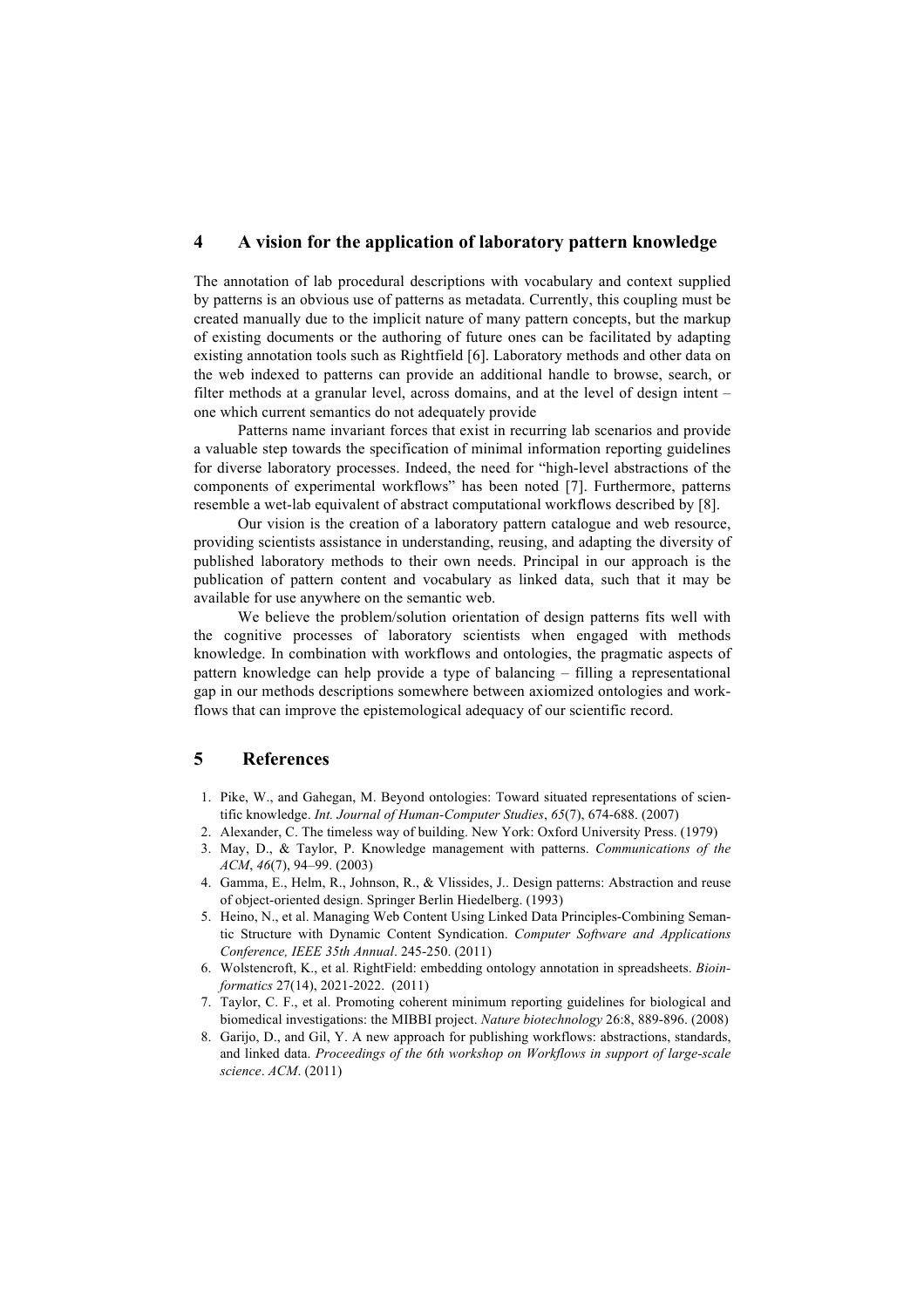## 4 A vision for the application of laboratory pattern knowledge

The annotation of lab procedural descriptions with vocabulary and context supplied by patterns is an obvious use of patterns as metadata. Currently, this coupling must be created manually due to the implicit nature of many pattern concepts, but the markup of existing documents or the authoring of future ones can be facilitated by adapting existing annotation tools such as Rightfield [6]. Laboratory methods and other data on the web indexed to patterns can provide an additional handle to browse, search, or filter methods at a granular level, across domains, and at the level of design intent – one which current semantics do not adequately provide

Patterns name invariant forces that exist in recurring lab scenarios and provide a valuable step towards the specification of minimal information reporting guidelines for diverse laboratory processes. Indeed, the need for "high-level abstractions of the components of experimental workflows" has been noted [7]. Furthermore, patterns resemble a wet-lab equivalent of abstract computational workflows described by [8].

Our vision is the creation of a laboratory pattern catalogue and web resource, providing scientists assistance in understanding, reusing, and adapting the diversity of published laboratory methods to their own needs. Principal in our approach is the publication of pattern content and vocabulary as linked data, such that it may be available for use anywhere on the semantic web.

We believe the problem/solution orientation of design patterns fits well with the cognitive processes of laboratory scientists when engaged with methods knowledge. In combination with workflows and ontologies, the pragmatic aspects of pattern knowledge can help provide a type of balancing – filling a representational gap in our methods descriptions somewhere between axiomized ontologies and work-flows that can improve the epistemological adequacy of our scientific record.

## 5 References

1. Pike, W., and Gahegan, M. Beyond ontologies: Toward situated representations of scientific knowledge. *Int. Journal of Human-Computer Studies*, *65*(7), 674-688. (2007)
2. Alexander, C. The timeless way of building. New York: Oxford University Press. (1979)
3. May, D., & Taylor, P. Knowledge management with patterns. *Communications of the ACM*, *46*(7), 94–99. (2003)
4. Gamma, E., Helm, R., Johnson, R., & Vlissides, J.. Design patterns: Abstraction and reuse of object-oriented design. Springer Berlin Hiedelberg. (1993)
5. Heino, N., et al. Managing Web Content Using Linked Data Principles-Combining Semantic Structure with Dynamic Content Syndication. *Computer Software and Applications Conference, IEEE 35th Annual*. 245-250. (2011)
6. Wolstencroft, K., et al. RightField: embedding ontology annotation in spreadsheets. *Bioinformatics* 27(14), 2021-2022. (2011)
7. Taylor, C. F., et al. Promoting coherent minimum reporting guidelines for biological and biomedical investigations: the MIBBI project. *Nature biotechnology* 26:8, 889-896. (2008)
8. Garijo, D., and Gil, Y. A new approach for publishing workflows: abstractions, standards, and linked data. *Proceedings of the 6th workshop on Workflows in support of large-scale science*. *ACM*. (2011)